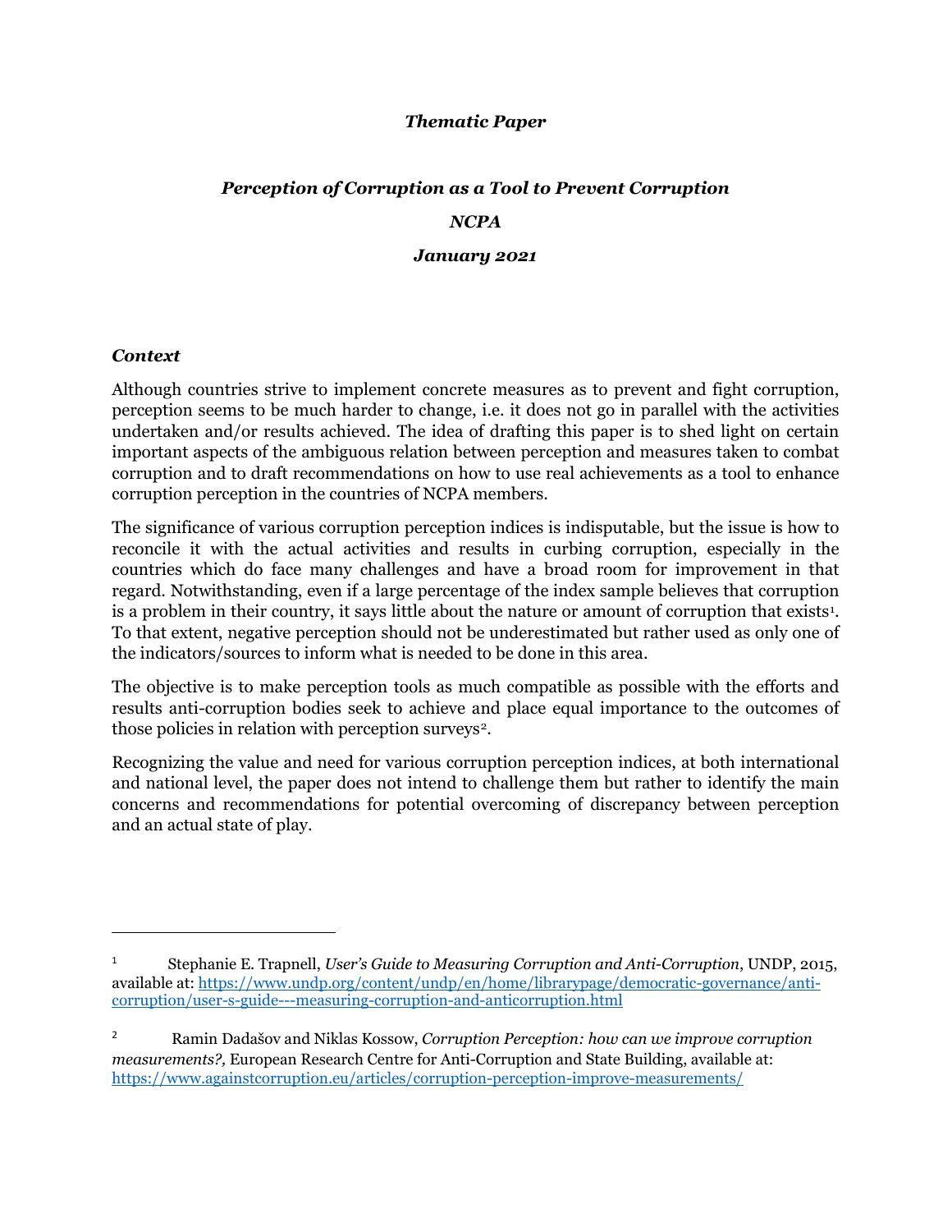***Thematic Paper***

***Perception of Corruption as a Tool to Prevent Corruption***

***NCPA***

***January 2021***

### *Context*

Although countries strive to implement concrete measures as to prevent and fight corruption, perception seems to be much harder to change, i.e. it does not go in parallel with the activities undertaken and/or results achieved. The idea of drafting this paper is to shed light on certain important aspects of the ambiguous relation between perception and measures taken to combat corruption and to draft recommendations on how to use real achievements as a tool to enhance corruption perception in the countries of NCPA members.

The significance of various corruption perception indices is indisputable, but the issue is how to reconcile it with the actual activities and results in curbing corruption, especially in the countries which do face many challenges and have a broad room for improvement in that regard. Notwithstanding, even if a large percentage of the index sample believes that corruption is a problem in their country, it says little about the nature or amount of corruption that exists[1]. To that extent, negative perception should not be underestimated but rather used as only one of the indicators/sources to inform what is needed to be done in this area.

The objective is to make perception tools as much compatible as possible with the efforts and results anti-corruption bodies seek to achieve and place equal importance to the outcomes of those policies in relation with perception surveys[2].

Recognizing the value and need for various corruption perception indices, at both international and national level, the paper does not intend to challenge them but rather to identify the main concerns and recommendations for potential overcoming of discrepancy between perception and an actual state of play.

---

[1] Stephanie E. Trapnell, *User's Guide to Measuring Corruption and Anti-Corruption*, UNDP, 2015, available at: [https://www.undp.org/content/undp/en/home/librarypage/democratic-governance/anti-corruption/user-s-guide---measuring-corruption-and-anticorruption.html](https://www.undp.org/content/undp/en/home/librarypage/democratic-governance/anti-corruption/user-s-guide---measuring-corruption-and-anticorruption.html)

[2] Ramin Dadašov and Niklas Kossow, *Corruption Perception: how can we improve corruption measurements?,* European Research Centre for Anti-Corruption and State Building, available at: [https://www.againstcorruption.eu/articles/corruption-perception-improve-measurements/](https://www.againstcorruption.eu/articles/corruption-perception-improve-measurements/)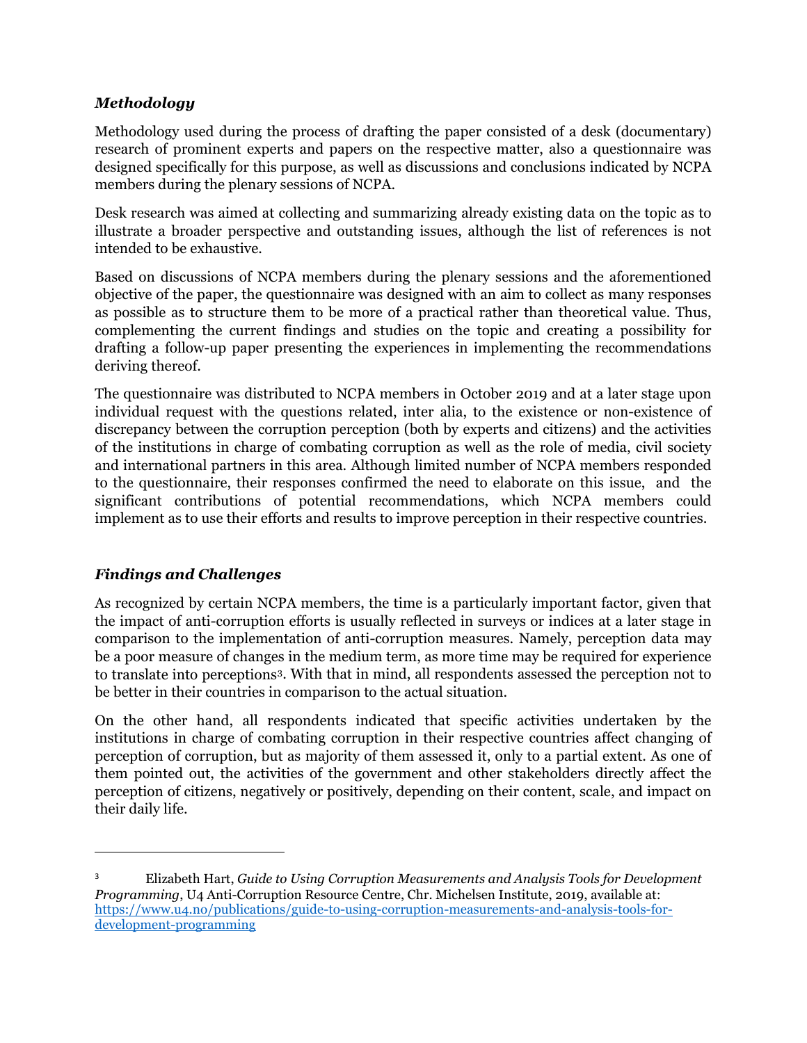### *Methodology*

Methodology used during the process of drafting the paper consisted of a desk (documentary) research of prominent experts and papers on the respective matter, also a questionnaire was designed specifically for this purpose, as well as discussions and conclusions indicated by NCPA members during the plenary sessions of NCPA.

Desk research was aimed at collecting and summarizing already existing data on the topic as to illustrate a broader perspective and outstanding issues, although the list of references is not intended to be exhaustive.

Based on discussions of NCPA members during the plenary sessions and the aforementioned objective of the paper, the questionnaire was designed with an aim to collect as many responses as possible as to structure them to be more of a practical rather than theoretical value. Thus, complementing the current findings and studies on the topic and creating a possibility for drafting a follow-up paper presenting the experiences in implementing the recommendations deriving thereof.

The questionnaire was distributed to NCPA members in October 2019 and at a later stage upon individual request with the questions related, inter alia, to the existence or non-existence of discrepancy between the corruption perception (both by experts and citizens) and the activities of the institutions in charge of combating corruption as well as the role of media, civil society and international partners in this area. Although limited number of NCPA members responded to the questionnaire, their responses confirmed the need to elaborate on this issue, and the significant contributions of potential recommendations, which NCPA members could implement as to use their efforts and results to improve perception in their respective countries.

### *Findings and Challenges*

As recognized by certain NCPA members, the time is a particularly important factor, given that the impact of anti-corruption efforts is usually reflected in surveys or indices at a later stage in comparison to the implementation of anti-corruption measures. Namely, perception data may be a poor measure of changes in the medium term, as more time may be required for experience to translate into perceptions[3]. With that in mind, all respondents assessed the perception not to be better in their countries in comparison to the actual situation.

On the other hand, all respondents indicated that specific activities undertaken by the institutions in charge of combating corruption in their respective countries affect changing of perception of corruption, but as majority of them assessed it, only to a partial extent. As one of them pointed out, the activities of the government and other stakeholders directly affect the perception of citizens, negatively or positively, depending on their content, scale, and impact on their daily life.

---

[3] Elizabeth Hart, *Guide to Using Corruption Measurements and Analysis Tools for Development Programming*, U4 Anti-Corruption Resource Centre, Chr. Michelsen Institute, 2019, available at: https://www.u4.no/publications/guide-to-using-corruption-measurements-and-analysis-tools-for-development-programming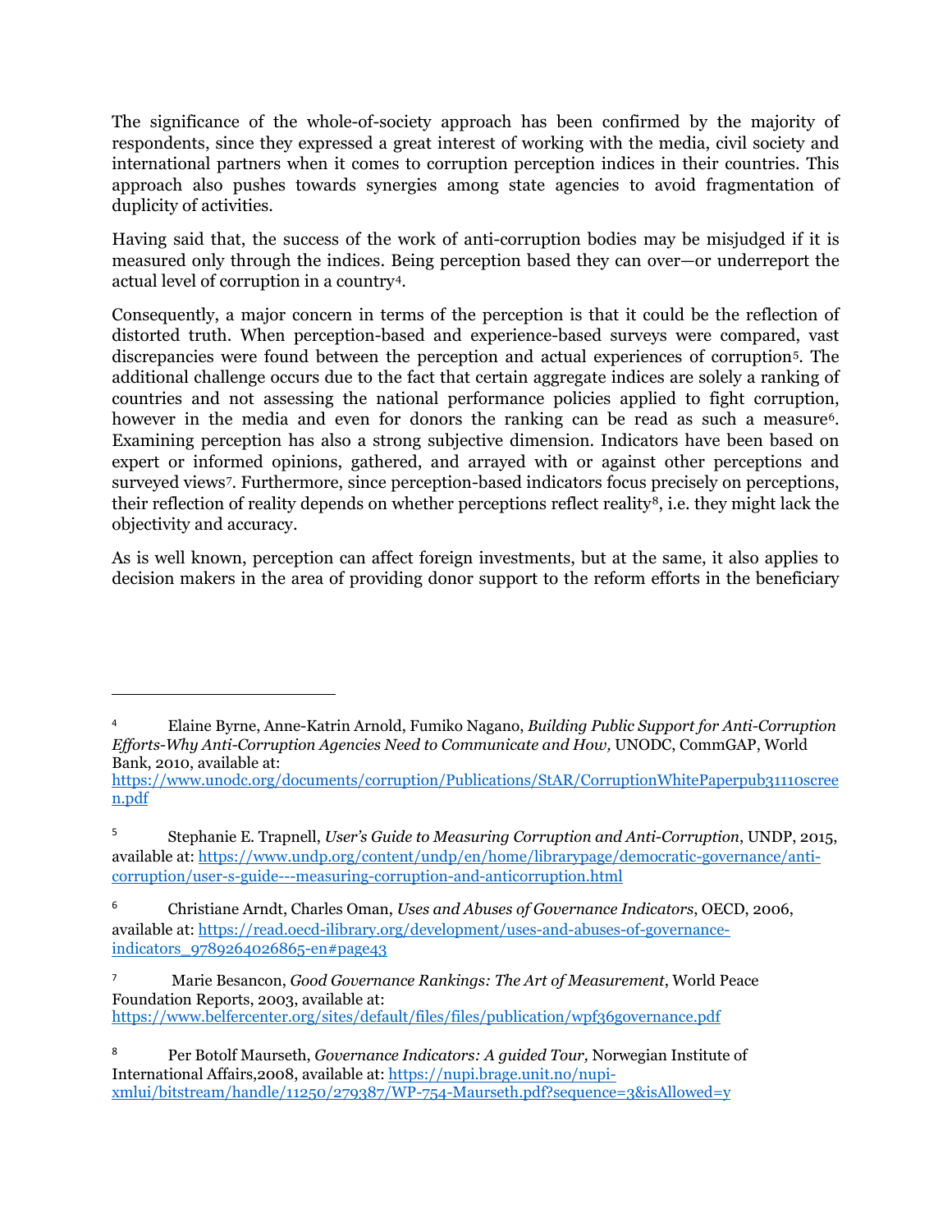The significance of the whole-of-society approach has been confirmed by the majority of respondents, since they expressed a great interest of working with the media, civil society and international partners when it comes to corruption perception indices in their countries. This approach also pushes towards synergies among state agencies to avoid fragmentation of duplicity of activities.

Having said that, the success of the work of anti-corruption bodies may be misjudged if it is measured only through the indices. Being perception based they can over—or underreport the actual level of corruption in a country[4].

Consequently, a major concern in terms of the perception is that it could be the reflection of distorted truth. When perception-based and experience-based surveys were compared, vast discrepancies were found between the perception and actual experiences of corruption[5]. The additional challenge occurs due to the fact that certain aggregate indices are solely a ranking of countries and not assessing the national performance policies applied to fight corruption, however in the media and even for donors the ranking can be read as such a measure[6]. Examining perception has also a strong subjective dimension. Indicators have been based on expert or informed opinions, gathered, and arrayed with or against other perceptions and surveyed views[7]. Furthermore, since perception-based indicators focus precisely on perceptions, their reflection of reality depends on whether perceptions reflect reality[8], i.e. they might lack the objectivity and accuracy.

As is well known, perception can affect foreign investments, but at the same, it also applies to decision makers in the area of providing donor support to the reform efforts in the beneficiary

---

[4] Elaine Byrne, Anne-Katrin Arnold, Fumiko Nagano, *Building Public Support for Anti-Corruption Efforts-Why Anti-Corruption Agencies Need to Communicate and How,* UNODC, CommGAP, World Bank, 2010, available at: https://www.unodc.org/documents/corruption/Publications/StAR/CorruptionWhitePaperpub31110screen.pdf

[5] Stephanie E. Trapnell, *User's Guide to Measuring Corruption and Anti-Corruption*, UNDP, 2015, available at: https://www.undp.org/content/undp/en/home/librarypage/democratic-governance/anti-corruption/user-s-guide---measuring-corruption-and-anticorruption.html

[6] Christiane Arndt, Charles Oman, *Uses and Abuses of Governance Indicators*, OECD, 2006, available at: https://read.oecd-ilibrary.org/development/uses-and-abuses-of-governance-indicators_9789264026865-en#page43

[7] Marie Besancon, *Good Governance Rankings: The Art of Measurement*, World Peace Foundation Reports, 2003, available at: https://www.belfercenter.org/sites/default/files/files/publication/wpf36governance.pdf

[8] Per Botolf Maurseth, *Governance Indicators: A guided Tour,* Norwegian Institute of International Affairs,2008, available at: https://nupi.brage.unit.no/nupi-xmlui/bitstream/handle/11250/279387/WP-754-Maurseth.pdf?sequence=3&isAllowed=y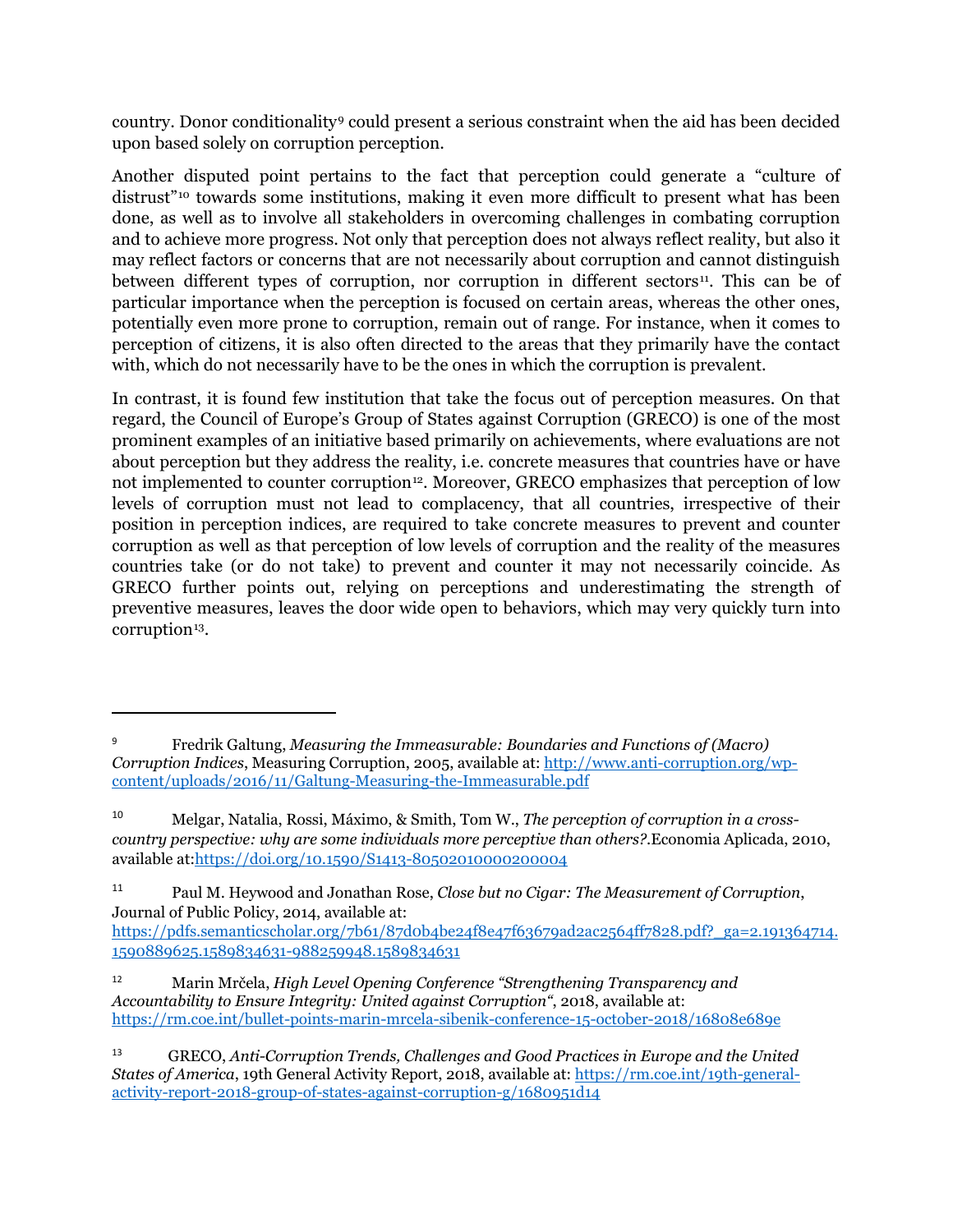country. Donor conditionality[9] could present a serious constraint when the aid has been decided upon based solely on corruption perception.

Another disputed point pertains to the fact that perception could generate a "culture of distrust"[10] towards some institutions, making it even more difficult to present what has been done, as well as to involve all stakeholders in overcoming challenges in combating corruption and to achieve more progress. Not only that perception does not always reflect reality, but also it may reflect factors or concerns that are not necessarily about corruption and cannot distinguish between different types of corruption, nor corruption in different sectors[11]. This can be of particular importance when the perception is focused on certain areas, whereas the other ones, potentially even more prone to corruption, remain out of range. For instance, when it comes to perception of citizens, it is also often directed to the areas that they primarily have the contact with, which do not necessarily have to be the ones in which the corruption is prevalent.

In contrast, it is found few institution that take the focus out of perception measures. On that regard, the Council of Europe's Group of States against Corruption (GRECO) is one of the most prominent examples of an initiative based primarily on achievements, where evaluations are not about perception but they address the reality, i.e. concrete measures that countries have or have not implemented to counter corruption[12]. Moreover, GRECO emphasizes that perception of low levels of corruption must not lead to complacency, that all countries, irrespective of their position in perception indices, are required to take concrete measures to prevent and counter corruption as well as that perception of low levels of corruption and the reality of the measures countries take (or do not take) to prevent and counter it may not necessarily coincide. As GRECO further points out, relying on perceptions and underestimating the strength of preventive measures, leaves the door wide open to behaviors, which may very quickly turn into corruption[13].

---

[9] Fredrik Galtung, *Measuring the Immeasurable: Boundaries and Functions of (Macro) Corruption Indices*, Measuring Corruption, 2005, available at: http://www.anti-corruption.org/wp-content/uploads/2016/11/Galtung-Measuring-the-Immeasurable.pdf

[10] Melgar, Natalia, Rossi, Máximo, & Smith, Tom W., *The perception of corruption in a cross-country perspective: why are some individuals more perceptive than others?*.Economia Aplicada, 2010, available at:https://doi.org/10.1590/S1413-80502010000200004

[11] Paul M. Heywood and Jonathan Rose, *Close but no Cigar: The Measurement of Corruption*, Journal of Public Policy, 2014, available at: https://pdfs.semanticscholar.org/7b61/87d0b4be24f8e47f63679ad2ac2564ff7828.pdf?_ga=2.191364714.1590889625.1589834631-988259948.1589834631

[12] Marin Mrčela, *High Level Opening Conference "Strengthening Transparency and Accountability to Ensure Integrity: United against Corruption"*, 2018, available at: https://rm.coe.int/bullet-points-marin-mrcela-sibenik-conference-15-october-2018/16808e689e

[13] GRECO, *Anti-Corruption Trends, Challenges and Good Practices in Europe and the United States of America*, 19th General Activity Report, 2018, available at: https://rm.coe.int/19th-general-activity-report-2018-group-of-states-against-corruption-g/1680951d14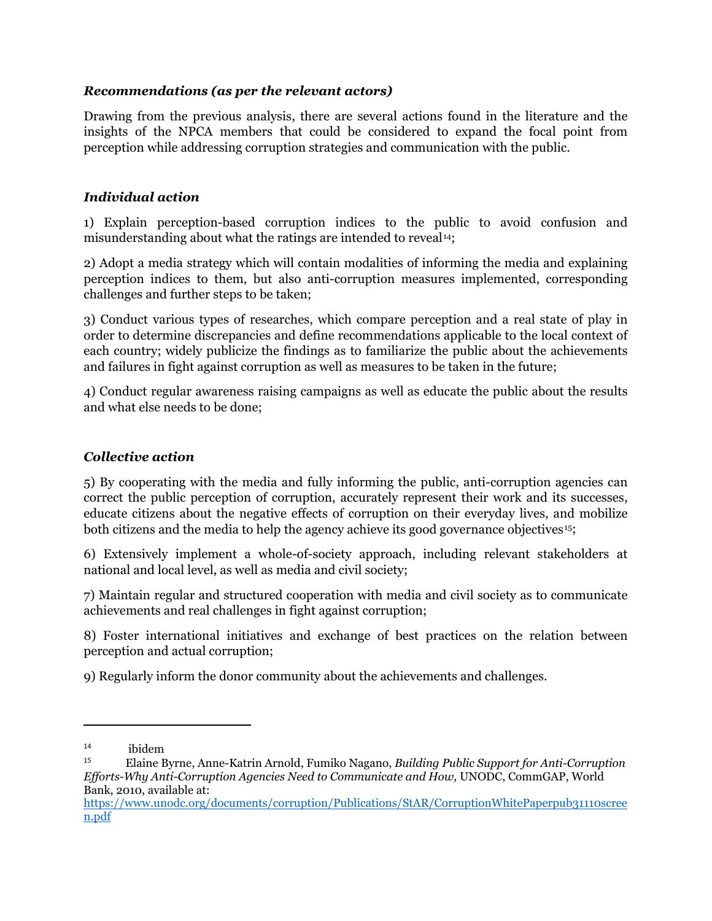### *Recommendations (as per the relevant actors)*

Drawing from the previous analysis, there are several actions found in the literature and the insights of the NPCA members that could be considered to expand the focal point from perception while addressing corruption strategies and communication with the public.

### *Individual action*

1) Explain perception-based corruption indices to the public to avoid confusion and misunderstanding about what the ratings are intended to reveal[14];

2) Adopt a media strategy which will contain modalities of informing the media and explaining perception indices to them, but also anti-corruption measures implemented, corresponding challenges and further steps to be taken;

3) Conduct various types of researches, which compare perception and a real state of play in order to determine discrepancies and define recommendations applicable to the local context of each country; widely publicize the findings as to familiarize the public about the achievements and failures in fight against corruption as well as measures to be taken in the future;

4) Conduct regular awareness raising campaigns as well as educate the public about the results and what else needs to be done;

### *Collective action*

5) By cooperating with the media and fully informing the public, anti-corruption agencies can correct the public perception of corruption, accurately represent their work and its successes, educate citizens about the negative effects of corruption on their everyday lives, and mobilize both citizens and the media to help the agency achieve its good governance objectives[15];

6) Extensively implement a whole-of-society approach, including relevant stakeholders at national and local level, as well as media and civil society;

7) Maintain regular and structured cooperation with media and civil society as to communicate achievements and real challenges in fight against corruption;

8) Foster international initiatives and exchange of best practices on the relation between perception and actual corruption;

9) Regularly inform the donor community about the achievements and challenges.

---

[14] ibidem

[15] Elaine Byrne, Anne-Katrin Arnold, Fumiko Nagano, *Building Public Support for Anti-Corruption Efforts-Why Anti-Corruption Agencies Need to Communicate and How,* UNODC, CommGAP, World Bank, 2010, available at: https://www.unodc.org/documents/corruption/Publications/StAR/CorruptionWhitePaperpub31110screen.pdf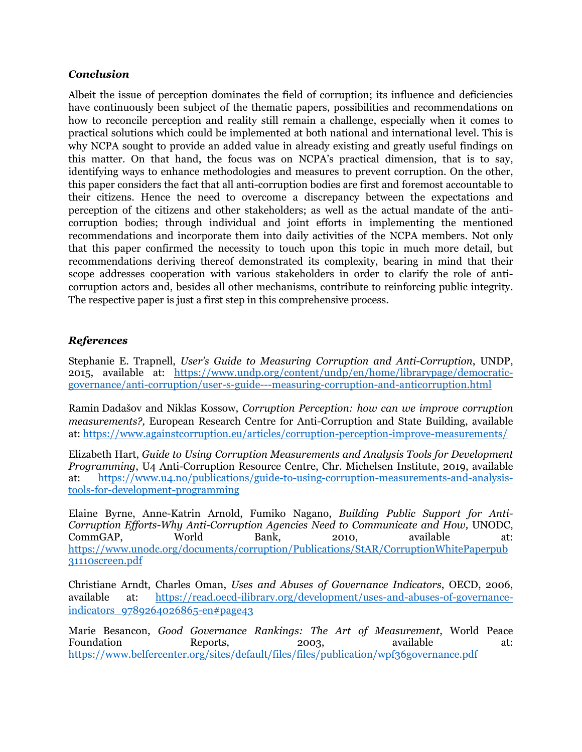### *Conclusion*

Albeit the issue of perception dominates the field of corruption; its influence and deficiencies have continuously been subject of the thematic papers, possibilities and recommendations on how to reconcile perception and reality still remain a challenge, especially when it comes to practical solutions which could be implemented at both national and international level. This is why NCPA sought to provide an added value in already existing and greatly useful findings on this matter. On that hand, the focus was on NCPA's practical dimension, that is to say, identifying ways to enhance methodologies and measures to prevent corruption. On the other, this paper considers the fact that all anti-corruption bodies are first and foremost accountable to their citizens. Hence the need to overcome a discrepancy between the expectations and perception of the citizens and other stakeholders; as well as the actual mandate of the anti-corruption bodies; through individual and joint efforts in implementing the mentioned recommendations and incorporate them into daily activities of the NCPA members. Not only that this paper confirmed the necessity to touch upon this topic in much more detail, but recommendations deriving thereof demonstrated its complexity, bearing in mind that their scope addresses cooperation with various stakeholders in order to clarify the role of anti-corruption actors and, besides all other mechanisms, contribute to reinforcing public integrity. The respective paper is just a first step in this comprehensive process.

### *References*

Stephanie E. Trapnell, *User's Guide to Measuring Corruption and Anti-Corruption*, UNDP, 2015, available at: https://www.undp.org/content/undp/en/home/librarypage/democratic-governance/anti-corruption/user-s-guide---measuring-corruption-and-anticorruption.html

Ramin Dadašov and Niklas Kossow, *Corruption Perception: how can we improve corruption measurements?,* European Research Centre for Anti-Corruption and State Building, available at: https://www.againstcorruption.eu/articles/corruption-perception-improve-measurements/

Elizabeth Hart, *Guide to Using Corruption Measurements and Analysis Tools for Development Programming*, U4 Anti-Corruption Resource Centre, Chr. Michelsen Institute, 2019, available at: https://www.u4.no/publications/guide-to-using-corruption-measurements-and-analysis-tools-for-development-programming

Elaine Byrne, Anne-Katrin Arnold, Fumiko Nagano, *Building Public Support for Anti-Corruption Efforts-Why Anti-Corruption Agencies Need to Communicate and How,* UNODC, CommGAP, World Bank, 2010, available at: https://www.unodc.org/documents/corruption/Publications/StAR/CorruptionWhitePaperpub31110screen.pdf

Christiane Arndt, Charles Oman, *Uses and Abuses of Governance Indicators*, OECD, 2006, available at: https://read.oecd-ilibrary.org/development/uses-and-abuses-of-governance-indicators_9789264026865-en#page43

Marie Besancon, *Good Governance Rankings: The Art of Measurement*, World Peace Foundation Reports, 2003, available at: https://www.belfercenter.org/sites/default/files/files/publication/wpf36governance.pdf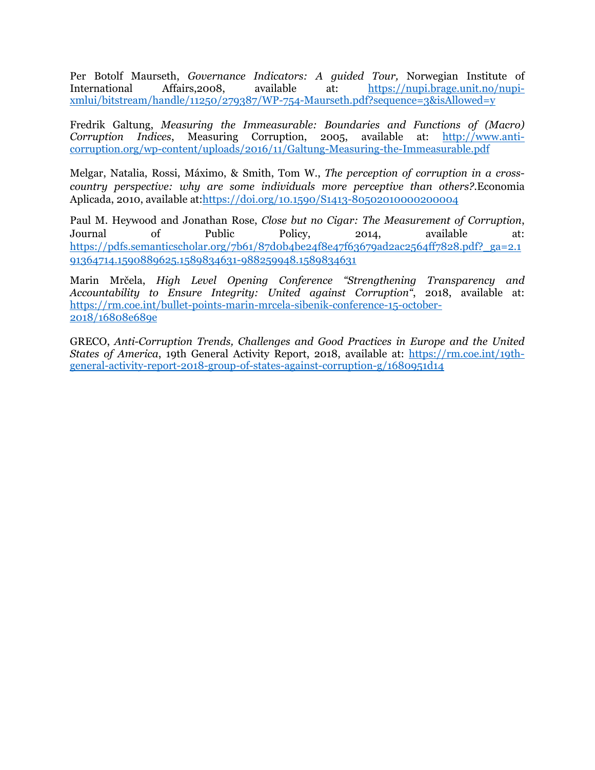Per Botolf Maurseth, *Governance Indicators: A guided Tour,* Norwegian Institute of International Affairs,2008, available at: https://nupi.brage.unit.no/nupi-xmlui/bitstream/handle/11250/279387/WP-754-Maurseth.pdf?sequence=3&isAllowed=y

Fredrik Galtung, *Measuring the Immeasurable: Boundaries and Functions of (Macro) Corruption Indices*, Measuring Corruption, 2005, available at: http://www.anti-corruption.org/wp-content/uploads/2016/11/Galtung-Measuring-the-Immeasurable.pdf

Melgar, Natalia, Rossi, Máximo, & Smith, Tom W., *The perception of corruption in a cross-country perspective: why are some individuals more perceptive than others?*.Economia Aplicada, 2010, available at:https://doi.org/10.1590/S1413-80502010000200004

Paul M. Heywood and Jonathan Rose, *Close but no Cigar: The Measurement of Corruption*, Journal of Public Policy, 2014, available at: https://pdfs.semanticscholar.org/7b61/87d0b4be24f8e47f63679ad2ac2564ff7828.pdf?_ga=2.191364714.1590889625.1589834631-988259948.1589834631

Marin Mrčela, *High Level Opening Conference "Strengthening Transparency and Accountability to Ensure Integrity: United against Corruption"*, 2018, available at: https://rm.coe.int/bullet-points-marin-mrcela-sibenik-conference-15-october-2018/16808e689e

GRECO, *Anti-Corruption Trends, Challenges and Good Practices in Europe and the United States of America*, 19th General Activity Report, 2018, available at: https://rm.coe.int/19th-general-activity-report-2018-group-of-states-against-corruption-g/1680951d14